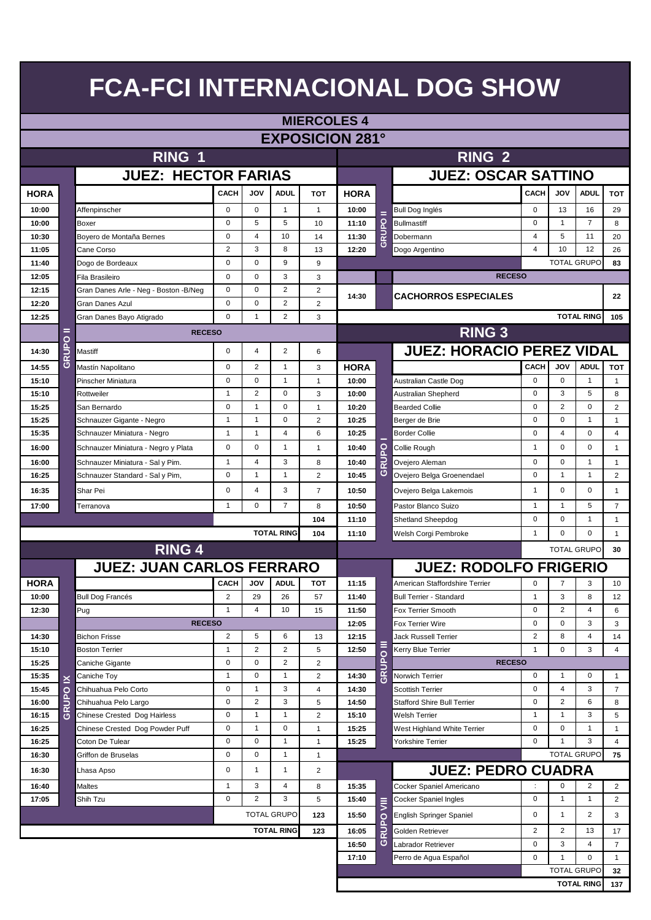# FCA-FCI INTERNACIONAL DOG SHOW

## MIERCOLES 4

## EXPOSICION 281°

## RING 1

### JUEZ: HECTOR FARIAS

| HORA | GRUPO | RAZA | CACH | JOV | ADUL | TOT |
|---|---|---|---|---|---|---|
| 10:00 | GRUPO II | Affenpinscher | 0 | 0 | 1 | 1 |
| 10:00 | | Boxer | 0 | 5 | 5 | 10 |
| 10:30 | | Boyero de Montaña Bernes | 0 | 4 | 10 | 14 |
| 11:05 | | Cane Corso | 2 | 3 | 8 | 13 |
| 11:40 | | Dogo de Bordeaux | 0 | 0 | 9 | 9 |
| 12:05 | | Fila Brasileiro | 0 | 0 | 3 | 3 |
| 12:15 | | Gran Danes Arle - Neg - Boston -B/Neg | 0 | 0 | 2 | 2 |
| 12:20 | | Gran Danes Azul | 0 | 0 | 2 | 2 |
| 12:25 | | Gran Danes Bayo Atigrado | 0 | 1 | 2 | 3 |
| | | RECESO | | | | |
| 14:30 | | Mastiff | 0 | 4 | 2 | 6 |
| 14:55 | | Mastín Napolitano | 0 | 2 | 1 | 3 |
| 15:10 | | Pinscher Miniatura | 0 | 0 | 1 | 1 |
| 15:10 | | Rottweiler | 1 | 2 | 0 | 3 |
| 15:25 | | San Bernardo | 0 | 1 | 0 | 1 |
| 15:25 | | Schnauzer Gigante - Negro | 1 | 1 | 0 | 2 |
| 15:35 | | Schnauzer Miniatura - Negro | 1 | 1 | 4 | 6 |
| 16:00 | | Schnauzer Miniatura - Negro y Plata | 0 | 0 | 1 | 1 |
| 16:00 | | Schnauzer Miniatura - Sal y Pim. | 1 | 4 | 3 | 8 |
| 16:25 | | Schnauzer Standard - Sal y Pim, | 0 | 1 | 1 | 2 |
| 16:35 | | Shar Pei | 0 | 4 | 3 | 7 |
| 17:00 | | Terranova | 1 | 0 | 7 | 8 |
| | | | | | | 104 |
| | | | | | TOTAL RING | 104 |

## RING 2

### JUEZ: OSCAR SATTINO

| HORA | GRUPO | RAZA | CACH | JOV | ADUL | TOT |
|---|---|---|---|---|---|---|
| 10:00 | GRUPO II | Bull Dog Inglés | 0 | 13 | 16 | 29 |
| 11:10 | | Bullmastiff | 0 | 1 | 7 | 8 |
| 11:30 | | Dobermann | 4 | 5 | 11 | 20 |
| 12:20 | | Dogo Argentino | 4 | 10 | 12 | 26 |
| | | | | | TOTAL GRUPO | 83 |
| | | RECESO | | | | |
| 14:30 | | CACHORROS ESPECIALES | | | | 22 |
| | | | | | TOTAL RING | 105 |

## RING 3

### JUEZ: HORACIO PEREZ VIDAL

| HORA | GRUPO | RAZA | CACH | JOV | ADUL | TOT |
|---|---|---|---|---|---|---|
| 10:00 | GRUPO I | Australian Castle Dog | 0 | 0 | 1 | 1 |
| 10:00 | | Australian Shepherd | 0 | 3 | 5 | 8 |
| 10:20 | | Bearded Collie | 0 | 2 | 0 | 2 |
| 10:25 | | Berger de Brie | 0 | 0 | 1 | 1 |
| 10:25 | | Border Collie | 0 | 4 | 0 | 4 |
| 10:40 | | Collie Rough | 1 | 0 | 0 | 1 |
| 10:40 | | Ovejero Aleman | 0 | 0 | 1 | 1 |
| 10:45 | | Ovejero Belga Groenendael | 0 | 1 | 1 | 2 |
| 10:50 | | Ovejero Belga Lakemois | 1 | 0 | 0 | 1 |
| 10:50 | | Pastor Blanco Suizo | 1 | 1 | 5 | 7 |
| 11:10 | | Shetland Sheepdog | 0 | 0 | 1 | 1 |
| 11:10 | | Welsh Corgi Pembroke | 1 | 0 | 0 | 1 |
| | | | | | TOTAL GRUPO | 30 |

### JUEZ: RODOLFO FRIGERIO

| HORA | GRUPO | RAZA | CACH | JOV | ADUL | TOT |
|---|---|---|---|---|---|---|
| 11:15 | GRUPO III | American Staffordshire Terrier | 0 | 7 | 3 | 10 |
| 11:40 | | Bull Terrier - Standard | 1 | 3 | 8 | 12 |
| 11:50 | | Fox Terrier Smooth | 0 | 2 | 4 | 6 |
| 12:05 | | Fox Terrier Wire | 0 | 0 | 3 | 3 |
| 12:15 | | Jack Russell Terrier | 2 | 8 | 4 | 14 |
| 12:50 | | Kerry Blue Terrier | 1 | 0 | 3 | 4 |
| | | RECESO | | | | |
| 14:30 | | Norwich Terrier | 0 | 1 | 0 | 1 |
| 14:30 | | Scottish Terrier | 0 | 4 | 3 | 7 |
| 14:50 | | Stafford Shire Bull Terrier | 0 | 2 | 6 | 8 |
| 15:10 | | Welsh Terrier | 1 | 1 | 3 | 5 |
| 15:25 | | West Highland White Terrier | 0 | 0 | 1 | 1 |
| 15:25 | | Yorkshire Terrier | 0 | 1 | 3 | 4 |
| | | | | | TOTAL GRUPO | 75 |

### JUEZ: PEDRO CUADRA

| HORA | GRUPO | RAZA | CACH | JOV | ADUL | TOT |
|---|---|---|---|---|---|---|
| 15:35 | GRUPO VIII | Cocker Spaniel Americano | : | 0 | 2 | 2 |
| 15:40 | | Cocker Spaniel Ingles | 0 | 1 | 1 | 2 |
| 15:50 | | English Springer Spaniel | 0 | 1 | 2 | 3 |
| 16:05 | | Golden Retriever | 2 | 2 | 13 | 17 |
| 16:50 | | Labrador Retriever | 0 | 3 | 4 | 7 |
| 17:10 | | Perro de Agua Español | 0 | 1 | 0 | 1 |
| | | | | | TOTAL GRUPO | 32 |
| | | | | | TOTAL RING | 137 |

## RING 4

### JUEZ: JUAN CARLOS FERRARO

| HORA | GRUPO | RAZA | CACH | JOV | ADUL | TOT |
|---|---|---|---|---|---|---|
| 10:00 | GRUPO IX | Bull Dog Francés | 2 | 29 | 26 | 57 |
| 12:30 | | Pug | 1 | 4 | 10 | 15 |
| | | RECESO | | | | |
| 14:30 | | Bichon Frisse | 2 | 5 | 6 | 13 |
| 15:10 | | Boston Terrier | 1 | 2 | 2 | 5 |
| 15:25 | | Caniche Gigante | 0 | 0 | 2 | 2 |
| 15:35 | | Caniche Toy | 1 | 0 | 1 | 2 |
| 15:45 | | Chihuahua Pelo Corto | 0 | 1 | 3 | 4 |
| 16:00 | | Chihuahua Pelo Largo | 0 | 2 | 3 | 5 |
| 16:15 | | Chinese Crested Dog Hairless | 0 | 1 | 1 | 2 |
| 16:25 | | Chinese Crested Dog Powder Puff | 0 | 1 | 0 | 1 |
| 16:25 | | Coton De Tulear | 0 | 0 | 1 | 1 |
| 16:30 | | Griffon de Bruselas | 0 | 0 | 1 | 1 |
| 16:30 | | Lhasa Apso | 0 | 1 | 1 | 2 |
| 16:40 | | Maltes | 1 | 3 | 4 | 8 |
| 17:05 | | Shih Tzu | 0 | 2 | 3 | 5 |
| | | | | | TOTAL GRUPO | 123 |
| | | | | | TOTAL RING | 123 |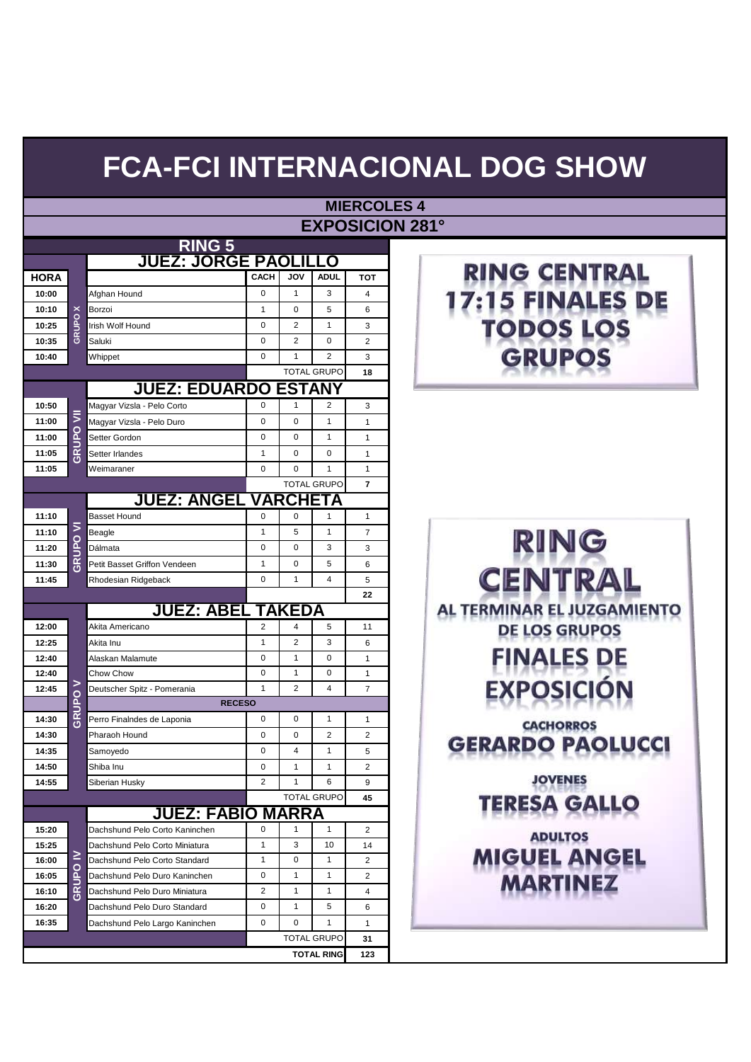# FCA-FCI INTERNACIONAL DOG SHOW

## MIERCOLES 4

## EXPOSICION 281°

### RING 5

| HORA | GRUPO | JUEZ: JORGE PAOLILLO | CACH | JOV | ADUL | TOT |
|---|---|---|---|---|---|---|
| 10:00 | GRUPO X | Afghan Hound | 0 | 1 | 3 | 4 |
| 10:10 | | Borzoi | 1 | 0 | 5 | 6 |
| 10:25 | | Irish Wolf Hound | 0 | 2 | 1 | 3 |
| 10:35 | | Saluki | 0 | 2 | 0 | 2 |
| 10:40 | | Whippet | 0 | 1 | 2 | 3 |
| | | | TOTAL GRUPO | | | 18 |
| | | **JUEZ: EDUARDO ESTANY** | | | | |
| 10:50 | GRUPO VII | Magyar Vizsla - Pelo Corto | 0 | 1 | 2 | 3 |
| 11:00 | | Magyar Vizsla - Pelo Duro | 0 | 0 | 1 | 1 |
| 11:00 | | Setter Gordon | 0 | 0 | 1 | 1 |
| 11:05 | | Setter Irlandes | 1 | 0 | 0 | 1 |
| 11:05 | | Weimaraner | 0 | 0 | 1 | 1 |
| | | | TOTAL GRUPO | | | 7 |
| | | **JUEZ: ANGEL VARCHETA** | | | | |
| 11:10 | GRUPO VI | Basset Hound | 0 | 0 | 1 | 1 |
| 11:10 | | Beagle | 1 | 5 | 1 | 7 |
| 11:20 | | Dálmata | 0 | 0 | 3 | 3 |
| 11:30 | | Petit Basset Griffon Vendeen | 1 | 0 | 5 | 6 |
| 11:45 | | Rhodesian Ridgeback | 0 | 1 | 4 | 5 |
| | | | | | | 22 |
| | | **JUEZ: ABEL TAKEDA** | | | | |
| 12:00 | GRUPO V | Akita Americano | 2 | 4 | 5 | 11 |
| 12:25 | | Akita Inu | 1 | 2 | 3 | 6 |
| 12:40 | | Alaskan Malamute | 0 | 1 | 0 | 1 |
| 12:40 | | Chow Chow | 0 | 1 | 0 | 1 |
| 12:45 | | Deutscher Spitz - Pomerania | 1 | 2 | 4 | 7 |
| | | **RECESO** | | | | |
| 14:30 | | Perro Finalndes de Laponia | 0 | 0 | 1 | 1 |
| 14:30 | | Pharaoh Hound | 0 | 0 | 2 | 2 |
| 14:35 | | Samoyedo | 0 | 4 | 1 | 5 |
| 14:50 | | Shiba Inu | 0 | 1 | 1 | 2 |
| 14:55 | | Siberian Husky | 2 | 1 | 6 | 9 |
| | | | TOTAL GRUPO | | | 45 |
| | | **JUEZ: FABIO MARRA** | | | | |
| 15:20 | GRUPO IV | Dachshund Pelo Corto Kaninchen | 0 | 1 | 1 | 2 |
| 15:25 | | Dachshund Pelo Corto Miniatura | 1 | 3 | 10 | 14 |
| 16:00 | | Dachshund Pelo Corto Standard | 1 | 0 | 1 | 2 |
| 16:05 | | Dachshund Pelo Duro Kaninchen | 0 | 1 | 1 | 2 |
| 16:10 | | Dachshund Pelo Duro Miniatura | 2 | 1 | 1 | 4 |
| 16:20 | | Dachshund Pelo Duro Standard | 0 | 1 | 5 | 6 |
| 16:35 | | Dachshund Pelo Largo Kaninchen | 0 | 0 | 1 | 1 |
| | | | TOTAL GRUPO | | | 31 |
| | | | | | TOTAL RING | 123 |

**RING CENTRAL**
**17:15 FINALES DE TODOS LOS GRUPOS**

**RING CENTRAL**

AL TERMINAR EL JUZGAMIENTO DE LOS GRUPOS

**FINALES DE EXPOSICIÓN**

CACHORROS
**GERARDO PAOLUCCI**

JOVENES
**TERESA GALLO**

ADULTOS
**MIGUEL ANGEL MARTINEZ**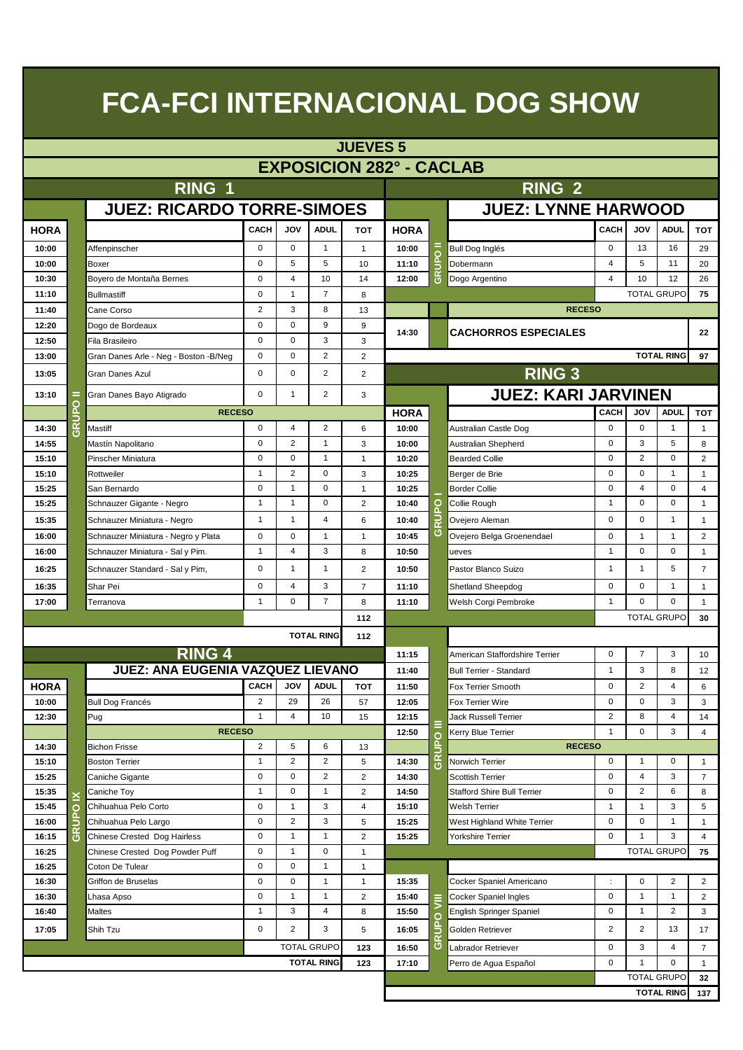# FCA-FCI INTERNACIONAL DOG SHOW

## JUEVES 5

## EXPOSICION 282° - CACLAB

## RING 1

### JUEZ: RICARDO TORRE-SIMOES

| HORA | GRUPO | | CACH | JOV | ADUL | TOT |
|---|---|---|---|---|---|---|
| 10:00 | GRUPO II | Affenpinscher | 0 | 0 | 1 | 1 |
| 10:00 | | Boxer | 0 | 5 | 5 | 10 |
| 10:30 | | Boyero de Montaña Bernes | 0 | 4 | 10 | 14 |
| 11:10 | | Bullmastiff | 0 | 1 | 7 | 8 |
| 11:40 | | Cane Corso | 2 | 3 | 8 | 13 |
| 12:20 | | Dogo de Bordeaux | 0 | 0 | 9 | 9 |
| 12:50 | | Fila Brasileiro | 0 | 0 | 3 | 3 |
| 13:00 | | Gran Danes Arle - Neg - Boston -B/Neg | 0 | 0 | 2 | 2 |
| 13:05 | | Gran Danes Azul | 0 | 0 | 2 | 2 |
| 13:10 | | Gran Danes Bayo Atigrado | 0 | 1 | 2 | 3 |
| | | RECESO | | | | |
| 14:30 | | Mastiff | 0 | 4 | 2 | 6 |
| 14:55 | | Mastín Napolitano | 0 | 2 | 1 | 3 |
| 15:10 | | Pinscher Miniatura | 0 | 0 | 1 | 1 |
| 15:10 | | Rottweiler | 1 | 2 | 0 | 3 |
| 15:25 | | San Bernardo | 0 | 1 | 0 | 1 |
| 15:25 | | Schnauzer Gigante - Negro | 1 | 1 | 0 | 2 |
| 15:35 | | Schnauzer Miniatura - Negro | 1 | 1 | 4 | 6 |
| 16:00 | | Schnauzer Miniatura - Negro y Plata | 0 | 0 | 1 | 1 |
| 16:00 | | Schnauzer Miniatura - Sal y Pim. | 1 | 4 | 3 | 8 |
| 16:25 | | Schnauzer Standard - Sal y Pim, | 0 | 1 | 1 | 2 |
| 16:35 | | Shar Pei | 0 | 4 | 3 | 7 |
| 17:00 | | Terranova | 1 | 0 | 7 | 8 |
| | | | | | | 112 |
| | | | | | TOTAL RING | 112 |

## RING 2

### JUEZ: LYNNE HARWOOD

| HORA | GRUPO | | CACH | JOV | ADUL | TOT |
|---|---|---|---|---|---|---|
| 10:00 | GRUPO II | Bull Dog Inglés | 0 | 13 | 16 | 29 |
| 11:10 | | Dobermann | 4 | 5 | 11 | 20 |
| 12:00 | | Dogo Argentino | 4 | 10 | 12 | 26 |
| | | | | | TOTAL GRUPO | 75 |
| | | RECESO | | | | |
| 14:30 | | CACHORROS ESPECIALES | | | | 22 |
| | | | | | TOTAL RING | 97 |

## RING 3

### JUEZ: KARI JARVINEN

| HORA | GRUPO | | CACH | JOV | ADUL | TOT |
|---|---|---|---|---|---|---|
| 10:00 | GRUPO I | Australian Castle Dog | 0 | 0 | 1 | 1 |
| 10:00 | | Australian Shepherd | 0 | 3 | 5 | 8 |
| 10:20 | | Bearded Collie | 0 | 2 | 0 | 2 |
| 10:25 | | Berger de Brie | 0 | 0 | 1 | 1 |
| 10:25 | | Border Collie | 0 | 4 | 0 | 4 |
| 10:40 | | Collie Rough | 1 | 0 | 0 | 1 |
| 10:40 | | Ovejero Aleman | 0 | 0 | 1 | 1 |
| 10:45 | | Ovejero Belga Groenendael | 0 | 1 | 1 | 2 |
| 10:50 | | ueves | 1 | 0 | 0 | 1 |
| 10:50 | | Pastor Blanco Suizo | 1 | 1 | 5 | 7 |
| 11:10 | | Shetland Sheepdog | 0 | 0 | 1 | 1 |
| 11:10 | | Welsh Corgi Pembroke | 1 | 0 | 0 | 1 |
| | | | | | TOTAL GRUPO | 30 |
| 11:15 | GRUPO III | American Staffordshire Terrier | 0 | 7 | 3 | 10 |
| 11:40 | | Bull Terrier - Standard | 1 | 3 | 8 | 12 |
| 11:50 | | Fox Terrier Smooth | 0 | 2 | 4 | 6 |
| 12:05 | | Fox Terrier Wire | 0 | 0 | 3 | 3 |
| 12:15 | | Jack Russell Terrier | 2 | 8 | 4 | 14 |
| 12:50 | | Kerry Blue Terrier | 1 | 0 | 3 | 4 |
| | | RECESO | | | | |
| 14:30 | | Norwich Terrier | 0 | 1 | 0 | 1 |
| 14:30 | | Scottish Terrier | 0 | 4 | 3 | 7 |
| 14:50 | | Stafford Shire Bull Terrier | 0 | 2 | 6 | 8 |
| 15:10 | | Welsh Terrier | 1 | 1 | 3 | 5 |
| 15:25 | | West Highland White Terrier | 0 | 0 | 1 | 1 |
| 15:25 | | Yorkshire Terrier | 0 | 1 | 3 | 4 |
| | | | | | TOTAL GRUPO | 75 |
| 15:35 | GRUPO VIII | Cocker Spaniel Americano | : | 0 | 2 | 2 |
| 15:40 | | Cocker Spaniel Ingles | 0 | 1 | 1 | 2 |
| 15:50 | | English Springer Spaniel | 0 | 1 | 2 | 3 |
| 16:05 | | Golden Retriever | 2 | 2 | 13 | 17 |
| 16:50 | | Labrador Retriever | 0 | 3 | 4 | 7 |
| 17:10 | | Perro de Agua Español | 0 | 1 | 0 | 1 |
| | | | | | TOTAL GRUPO | 32 |
| | | | | | TOTAL RING | 137 |

## RING 4

### JUEZ: ANA EUGENIA VAZQUEZ LIEVANO

| HORA | GRUPO | | CACH | JOV | ADUL | TOT |
|---|---|---|---|---|---|---|
| 10:00 | GRUPO IX | Bull Dog Francés | 2 | 29 | 26 | 57 |
| 12:30 | | Pug | 1 | 4 | 10 | 15 |
| | | RECESO | | | | |
| 14:30 | | Bichon Frisse | 2 | 5 | 6 | 13 |
| 15:10 | | Boston Terrier | 1 | 2 | 2 | 5 |
| 15:25 | | Caniche Gigante | 0 | 0 | 2 | 2 |
| 15:35 | | Caniche Toy | 1 | 0 | 1 | 2 |
| 15:45 | | Chihuahua Pelo Corto | 0 | 1 | 3 | 4 |
| 16:00 | | Chihuahua Pelo Largo | 0 | 2 | 3 | 5 |
| 16:15 | | Chinese Crested Dog Hairless | 0 | 1 | 1 | 2 |
| 16:25 | | Chinese Crested Dog Powder Puff | 0 | 1 | 0 | 1 |
| 16:25 | | Coton De Tulear | 0 | 0 | 1 | 1 |
| 16:30 | | Griffon de Bruselas | 0 | 0 | 1 | 1 |
| 16:30 | | Lhasa Apso | 0 | 1 | 1 | 2 |
| 16:40 | | Maltes | 1 | 3 | 4 | 8 |
| 17:05 | | Shih Tzu | 0 | 2 | 3 | 5 |
| | | | | | TOTAL GRUPO | 123 |
| | | | | | TOTAL RING | 123 |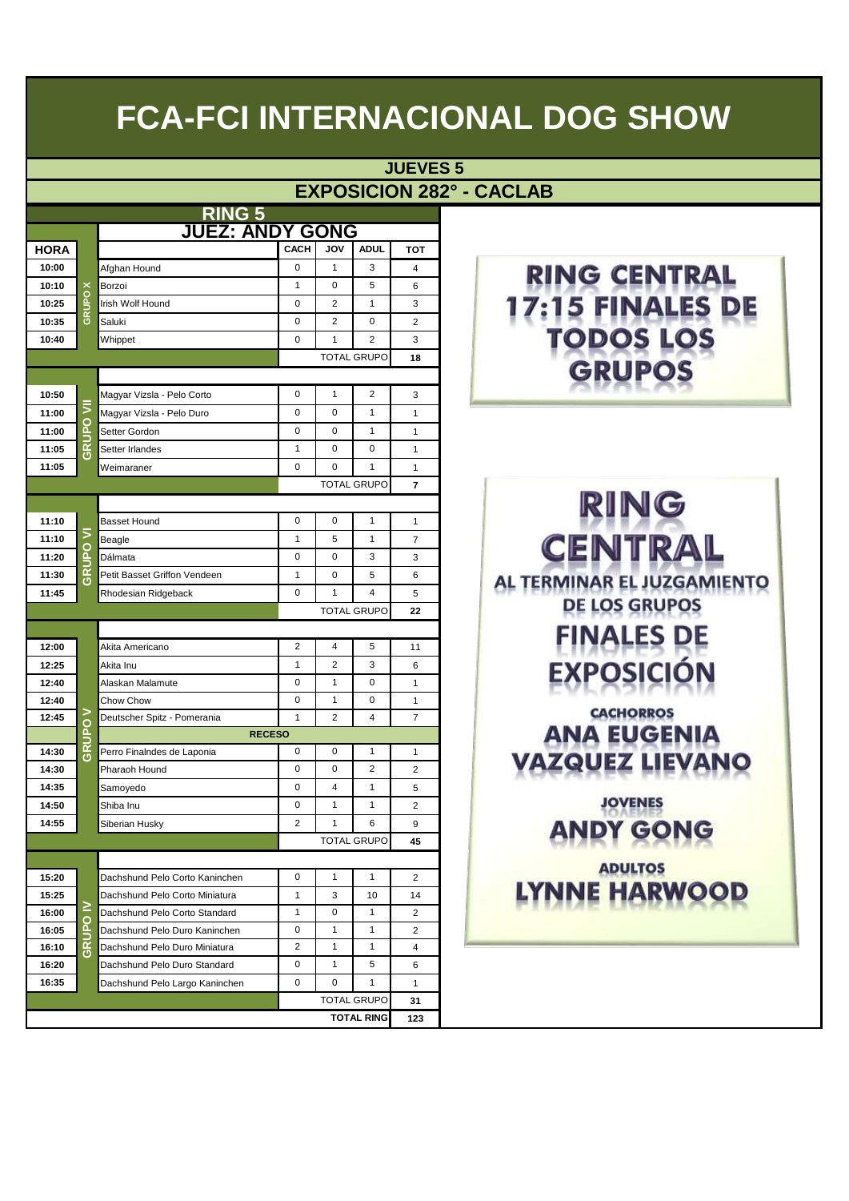# FCA-FCI INTERNACIONAL DOG SHOW

## JUEVES 5

## EXPOSICION 282° - CACLAB

### RING 5

### JUEZ: ANDY GONG

| HORA | | | CACH | JOV | ADUL | TOT |
|---|---|---|---|---|---|---|
| 10:00 | GRUPO X | Afghan Hound | 0 | 1 | 3 | 4 |
| 10:10 | | Borzoi | 1 | 0 | 5 | 6 |
| 10:25 | | Irish Wolf Hound | 0 | 2 | 1 | 3 |
| 10:35 | | Saluki | 0 | 2 | 0 | 2 |
| 10:40 | | Whippet | 0 | 1 | 2 | 3 |
| | | | TOTAL GRUPO | | | 18 |
| 10:50 | GRUPO VII | Magyar Vizsla - Pelo Corto | 0 | 1 | 2 | 3 |
| 11:00 | | Magyar Vizsla - Pelo Duro | 0 | 0 | 1 | 1 |
| 11:00 | | Setter Gordon | 0 | 0 | 1 | 1 |
| 11:05 | | Setter Irlandes | 1 | 0 | 0 | 1 |
| 11:05 | | Weimaraner | 0 | 0 | 1 | 1 |
| | | | TOTAL GRUPO | | | 7 |
| 11:10 | GRUPO VI | Basset Hound | 0 | 0 | 1 | 1 |
| 11:10 | | Beagle | 1 | 5 | 1 | 7 |
| 11:20 | | Dálmata | 0 | 0 | 3 | 3 |
| 11:30 | | Petit Basset Griffon Vendeen | 1 | 0 | 5 | 6 |
| 11:45 | | Rhodesian Ridgeback | 0 | 1 | 4 | 5 |
| | | | TOTAL GRUPO | | | 22 |
| 12:00 | GRUPO V | Akita Americano | 2 | 4 | 5 | 11 |
| 12:25 | | Akita Inu | 1 | 2 | 3 | 6 |
| 12:40 | | Alaskan Malamute | 0 | 1 | 0 | 1 |
| 12:40 | | Chow Chow | 0 | 1 | 0 | 1 |
| 12:45 | | Deutscher Spitz - Pomerania | 1 | 2 | 4 | 7 |
| | | RECESO | | | | |
| 14:30 | | Perro Finalndes de Laponia | 0 | 0 | 1 | 1 |
| 14:30 | | Pharaoh Hound | 0 | 0 | 2 | 2 |
| 14:35 | | Samoyedo | 0 | 4 | 1 | 5 |
| 14:50 | | Shiba Inu | 0 | 1 | 1 | 2 |
| 14:55 | | Siberian Husky | 2 | 1 | 6 | 9 |
| | | | TOTAL GRUPO | | | 45 |
| 15:20 | GRUPO IV | Dachshund Pelo Corto Kaninchen | 0 | 1 | 1 | 2 |
| 15:25 | | Dachshund Pelo Corto Miniatura | 1 | 3 | 10 | 14 |
| 16:00 | | Dachshund Pelo Corto Standard | 1 | 0 | 1 | 2 |
| 16:05 | | Dachshund Pelo Duro Kaninchen | 0 | 1 | 1 | 2 |
| 16:10 | | Dachshund Pelo Duro Miniatura | 2 | 1 | 1 | 4 |
| 16:20 | | Dachshund Pelo Duro Standard | 0 | 1 | 5 | 6 |
| 16:35 | | Dachshund Pelo Largo Kaninchen | 0 | 0 | 1 | 1 |
| | | | TOTAL GRUPO | | | 31 |
| | | | TOTAL RING | | | 123 |

**RING CENTRAL**
**17:15 FINALES DE TODOS LOS GRUPOS**

**RING CENTRAL**

**AL TERMINAR EL JUZGAMIENTO DE LOS GRUPOS**

**FINALES DE EXPOSICIÓN**

**CACHORROS**
**ANA EUGENIA VAZQUEZ LIEVANO**

**JOVENES**
**ANDY GONG**

**ADULTOS**
**LYNNE HARWOOD**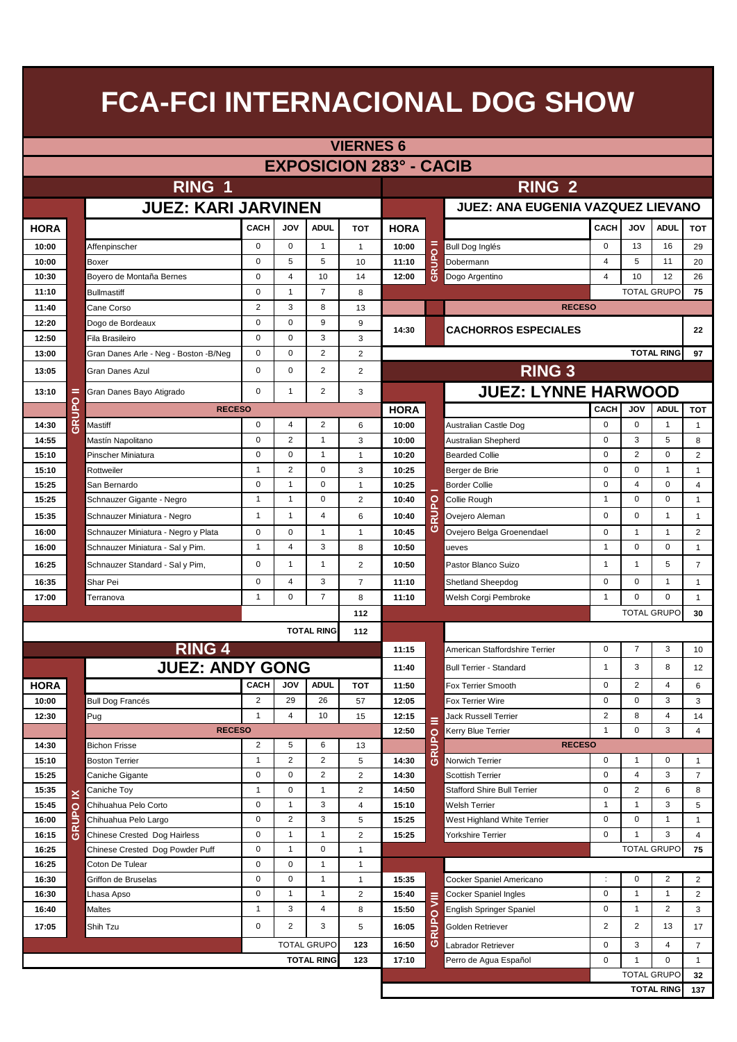# FCA-FCI INTERNACIONAL DOG SHOW

## VIERNES 6

## EXPOSICION 283° - CACIB

### RING 1

### JUEZ: KARI JARVINEN

| HORA | | | CACH | JOV | ADUL | TOT |
|---|---|---|---|---|---|---|
| 10:00 | GRUPO II | Affenpinscher | 0 | 0 | 1 | 1 |
| 10:00 | | Boxer | 0 | 5 | 5 | 10 |
| 10:30 | | Boyero de Montaña Bernes | 0 | 4 | 10 | 14 |
| 11:10 | | Bullmastiff | 0 | 1 | 7 | 8 |
| 11:40 | | Cane Corso | 2 | 3 | 8 | 13 |
| 12:20 | | Dogo de Bordeaux | 0 | 0 | 9 | 9 |
| 12:50 | | Fila Brasileiro | 0 | 0 | 3 | 3 |
| 13:00 | | Gran Danes Arle - Neg - Boston -B/Neg | 0 | 0 | 2 | 2 |
| 13:05 | | Gran Danes Azul | 0 | 0 | 2 | 2 |
| 13:10 | | Gran Danes Bayo Atigrado | 0 | 1 | 2 | 3 |
| | | RECESO | | | | |
| 14:30 | | Mastiff | 0 | 4 | 2 | 6 |
| 14:55 | | Mastín Napolitano | 0 | 2 | 1 | 3 |
| 15:10 | | Pinscher Miniatura | 0 | 0 | 1 | 1 |
| 15:10 | | Rottweiler | 1 | 2 | 0 | 3 |
| 15:25 | | San Bernardo | 0 | 1 | 0 | 1 |
| 15:25 | | Schnauzer Gigante - Negro | 1 | 1 | 0 | 2 |
| 15:35 | | Schnauzer Miniatura - Negro | 1 | 1 | 4 | 6 |
| 16:00 | | Schnauzer Miniatura - Negro y Plata | 0 | 0 | 1 | 1 |
| 16:00 | | Schnauzer Miniatura - Sal y Pim. | 1 | 4 | 3 | 8 |
| 16:25 | | Schnauzer Standard - Sal y Pim, | 0 | 1 | 1 | 2 |
| 16:35 | | Shar Pei | 0 | 4 | 3 | 7 |
| 17:00 | | Terranova | 1 | 0 | 7 | 8 |
| | | | | | | 112 |
| | | | | | TOTAL RING | 112 |

### RING 2

### JUEZ: ANA EUGENIA VAZQUEZ LIEVANO

| HORA | | | CACH | JOV | ADUL | TOT |
|---|---|---|---|---|---|---|
| 10:00 | GRUPO II | Bull Dog Inglés | 0 | 13 | 16 | 29 |
| 11:10 | | Dobermann | 4 | 5 | 11 | 20 |
| 12:00 | | Dogo Argentino | 4 | 10 | 12 | 26 |
| | | | | | TOTAL GRUPO | 75 |
| | | RECESO | | | | |
| 14:30 | | CACHORROS ESPECIALES | | | | 22 |
| | | | | | TOTAL RING | 97 |

### RING 3

### JUEZ: LYNNE HARWOOD

| HORA | | | CACH | JOV | ADUL | TOT |
|---|---|---|---|---|---|---|
| 10:00 | GRUPO I | Australian Castle Dog | 0 | 0 | 1 | 1 |
| 10:00 | | Australian Shepherd | 0 | 3 | 5 | 8 |
| 10:20 | | Bearded Collie | 0 | 2 | 0 | 2 |
| 10:25 | | Berger de Brie | 0 | 0 | 1 | 1 |
| 10:25 | | Border Collie | 0 | 4 | 0 | 4 |
| 10:40 | | Collie Rough | 1 | 0 | 0 | 1 |
| 10:40 | | Ovejero Aleman | 0 | 0 | 1 | 1 |
| 10:45 | | Ovejero Belga Groenendael | 0 | 1 | 1 | 2 |
| 10:50 | | ueves | 1 | 0 | 0 | 1 |
| 10:50 | | Pastor Blanco Suizo | 1 | 1 | 5 | 7 |
| 11:10 | | Shetland Sheepdog | 0 | 0 | 1 | 1 |
| 11:10 | | Welsh Corgi Pembroke | 1 | 0 | 0 | 1 |
| | | | | | TOTAL GRUPO | 30 |
| 11:15 | GRUPO III | American Staffordshire Terrier | 0 | 7 | 3 | 10 |
| 11:40 | | Bull Terrier - Standard | 1 | 3 | 8 | 12 |
| 11:50 | | Fox Terrier Smooth | 0 | 2 | 4 | 6 |
| 12:05 | | Fox Terrier Wire | 0 | 0 | 3 | 3 |
| 12:15 | | Jack Russell Terrier | 2 | 8 | 4 | 14 |
| 12:50 | | Kerry Blue Terrier | 1 | 0 | 3 | 4 |
| | | RECESO | | | | |
| 14:30 | | Norwich Terrier | 0 | 1 | 0 | 1 |
| 14:30 | | Scottish Terrier | 0 | 4 | 3 | 7 |
| 14:50 | | Stafford Shire Bull Terrier | 0 | 2 | 6 | 8 |
| 15:10 | | Welsh Terrier | 1 | 1 | 3 | 5 |
| 15:25 | | West Highland White Terrier | 0 | 0 | 1 | 1 |
| 15:25 | | Yorkshire Terrier | 0 | 1 | 3 | 4 |
| | | | | | TOTAL GRUPO | 75 |
| 15:35 | GRUPO VIII | Cocker Spaniel Americano | : | 0 | 2 | 2 |
| 15:40 | | Cocker Spaniel Ingles | 0 | 1 | 1 | 2 |
| 15:50 | | English Springer Spaniel | 0 | 1 | 2 | 3 |
| 16:05 | | Golden Retriever | 2 | 2 | 13 | 17 |
| 16:50 | | Labrador Retriever | 0 | 3 | 4 | 7 |
| 17:10 | | Perro de Agua Español | 0 | 1 | 0 | 1 |
| | | | | | TOTAL GRUPO | 32 |
| | | | | | TOTAL RING | 137 |

### RING 4

### JUEZ: ANDY GONG

| HORA | | | CACH | JOV | ADUL | TOT |
|---|---|---|---|---|---|---|
| 10:00 | GRUPO IX | Bull Dog Francés | 2 | 29 | 26 | 57 |
| 12:30 | | Pug | 1 | 4 | 10 | 15 |
| | | RECESO | | | | |
| 14:30 | | Bichon Frisse | 2 | 5 | 6 | 13 |
| 15:10 | | Boston Terrier | 1 | 2 | 2 | 5 |
| 15:25 | | Caniche Gigante | 0 | 0 | 2 | 2 |
| 15:35 | | Caniche Toy | 1 | 0 | 1 | 2 |
| 15:45 | | Chihuahua Pelo Corto | 0 | 1 | 3 | 4 |
| 16:00 | | Chihuahua Pelo Largo | 0 | 2 | 3 | 5 |
| 16:15 | | Chinese Crested Dog Hairless | 0 | 1 | 1 | 2 |
| 16:25 | | Chinese Crested Dog Powder Puff | 0 | 1 | 0 | 1 |
| 16:25 | | Coton De Tulear | 0 | 0 | 1 | 1 |
| 16:30 | | Griffon de Bruselas | 0 | 0 | 1 | 1 |
| 16:30 | | Lhasa Apso | 0 | 1 | 1 | 2 |
| 16:40 | | Maltes | 1 | 3 | 4 | 8 |
| 17:05 | | Shih Tzu | 0 | 2 | 3 | 5 |
| | | | | | TOTAL GRUPO | 123 |
| | | | | | TOTAL RING | 123 |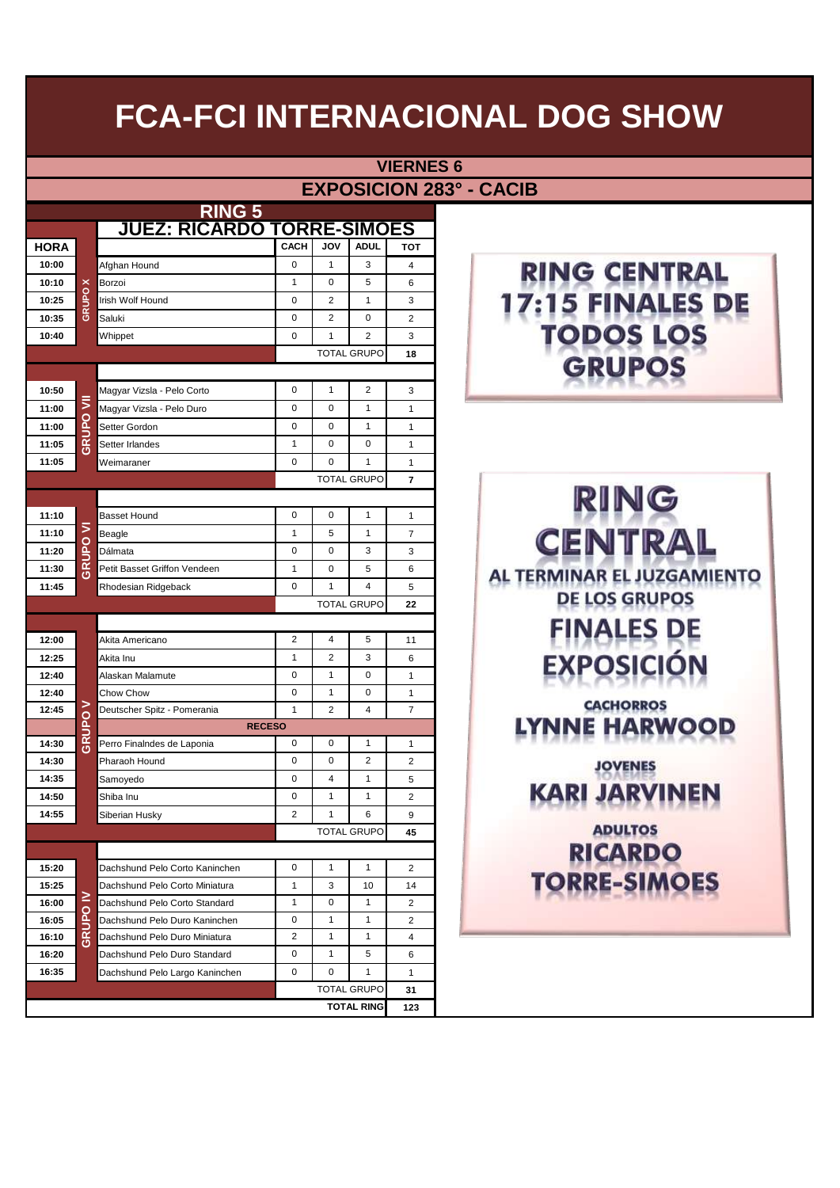# FCA-FCI INTERNACIONAL DOG SHOW

## VIERNES 6

## EXPOSICION 283° - CACIB

### RING 5

### JUEZ: RICARDO TORRE-SIMOES

| HORA | GRUPO | | CACH | JOV | ADUL | TOT |
|---|---|---|---|---|---|---|
| 10:00 | GRUPO X | Afghan Hound | 0 | 1 | 3 | 4 |
| 10:10 | GRUPO X | Borzoi | 1 | 0 | 5 | 6 |
| 10:25 | GRUPO X | Irish Wolf Hound | 0 | 2 | 1 | 3 |
| 10:35 | GRUPO X | Saluki | 0 | 2 | 0 | 2 |
| 10:40 | GRUPO X | Whippet | 0 | 1 | 2 | 3 |
| | | | TOTAL GRUPO | | | 18 |
| 10:50 | GRUPO VII | Magyar Vizsla - Pelo Corto | 0 | 1 | 2 | 3 |
| 11:00 | GRUPO VII | Magyar Vizsla - Pelo Duro | 0 | 0 | 1 | 1 |
| 11:00 | GRUPO VII | Setter Gordon | 0 | 0 | 1 | 1 |
| 11:05 | GRUPO VII | Setter Irlandes | 1 | 0 | 0 | 1 |
| 11:05 | GRUPO VII | Weimaraner | 0 | 0 | 1 | 1 |
| | | | TOTAL GRUPO | | | 7 |
| 11:10 | GRUPO VI | Basset Hound | 0 | 0 | 1 | 1 |
| 11:10 | GRUPO VI | Beagle | 1 | 5 | 1 | 7 |
| 11:20 | GRUPO VI | Dálmata | 0 | 0 | 3 | 3 |
| 11:30 | GRUPO VI | Petit Basset Griffon Vendeen | 1 | 0 | 5 | 6 |
| 11:45 | GRUPO VI | Rhodesian Ridgeback | 0 | 1 | 4 | 5 |
| | | | TOTAL GRUPO | | | 22 |
| 12:00 | GRUPO V | Akita Americano | 2 | 4 | 5 | 11 |
| 12:25 | GRUPO V | Akita Inu | 1 | 2 | 3 | 6 |
| 12:40 | GRUPO V | Alaskan Malamute | 0 | 1 | 0 | 1 |
| 12:40 | GRUPO V | Chow Chow | 0 | 1 | 0 | 1 |
| 12:45 | GRUPO V | Deutscher Spitz - Pomerania | 1 | 2 | 4 | 7 |
| | | RECESO | | | | |
| 14:30 | GRUPO V | Perro Finalndes de Laponia | 0 | 0 | 1 | 1 |
| 14:30 | GRUPO V | Pharaoh Hound | 0 | 0 | 2 | 2 |
| 14:35 | GRUPO V | Samoyedo | 0 | 4 | 1 | 5 |
| 14:50 | GRUPO V | Shiba Inu | 0 | 1 | 1 | 2 |
| 14:55 | GRUPO V | Siberian Husky | 2 | 1 | 6 | 9 |
| | | | TOTAL GRUPO | | | 45 |
| 15:20 | GRUPO IV | Dachshund Pelo Corto Kaninchen | 0 | 1 | 1 | 2 |
| 15:25 | GRUPO IV | Dachshund Pelo Corto Miniatura | 1 | 3 | 10 | 14 |
| 16:00 | GRUPO IV | Dachshund Pelo Corto Standard | 1 | 0 | 1 | 2 |
| 16:05 | GRUPO IV | Dachshund Pelo Duro Kaninchen | 0 | 1 | 1 | 2 |
| 16:10 | GRUPO IV | Dachshund Pelo Duro Miniatura | 2 | 1 | 1 | 4 |
| 16:20 | GRUPO IV | Dachshund Pelo Duro Standard | 0 | 1 | 5 | 6 |
| 16:35 | GRUPO IV | Dachshund Pelo Largo Kaninchen | 0 | 0 | 1 | 1 |
| | | | TOTAL GRUPO | | | 31 |
| | | | TOTAL RING | | | 123 |

**RING CENTRAL**
**17:15 FINALES DE TODOS LOS GRUPOS**

**RING CENTRAL**
**AL TERMINAR EL JUZGAMIENTO DE LOS GRUPOS**
**FINALES DE EXPOSICIÓN**

**CACHORROS**
**LYNNE HARWOOD**

**JOVENES**
**KARI JARVINEN**

**ADULTOS**
**RICARDO TORRE-SIMOES**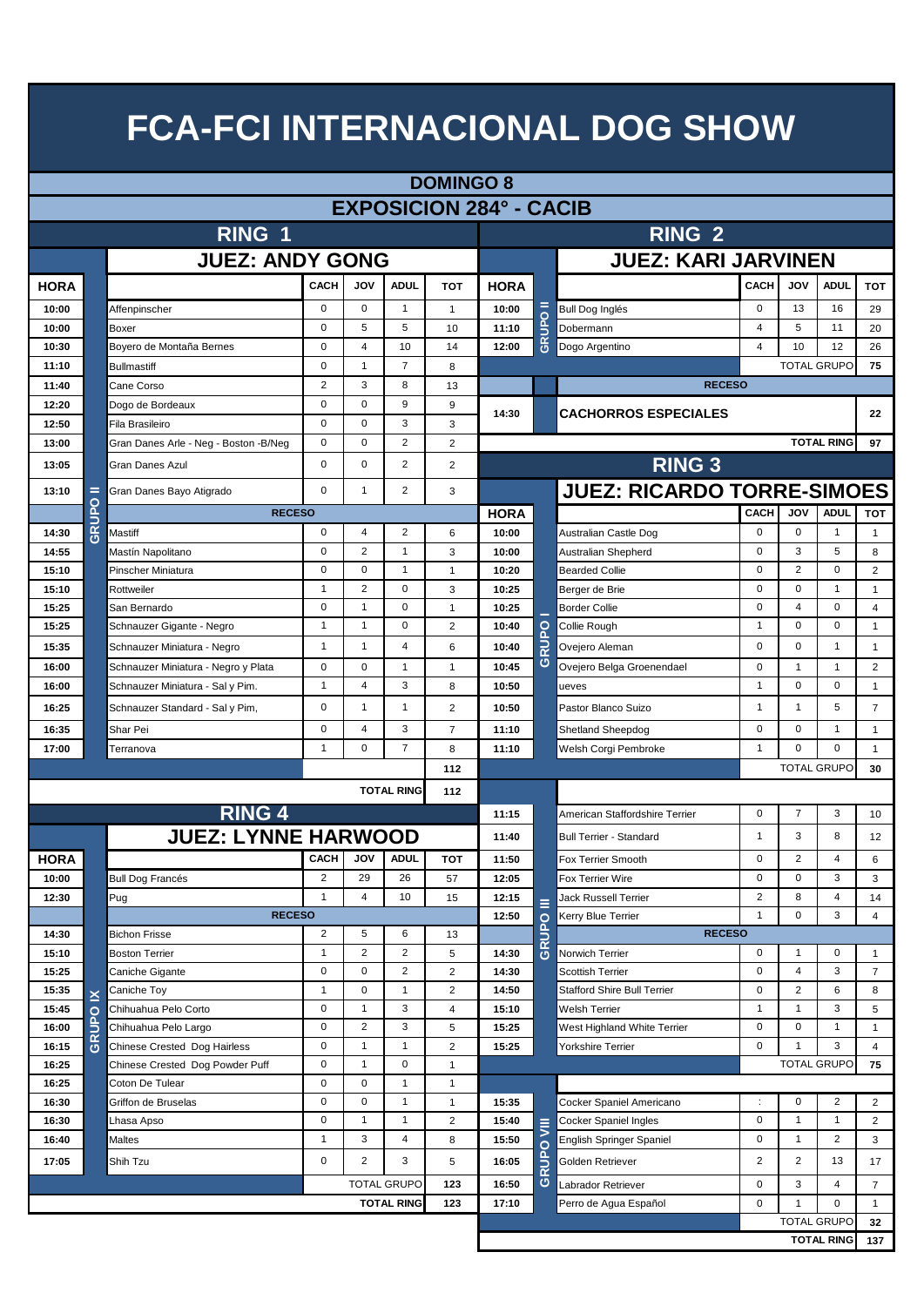# FCA-FCI INTERNACIONAL DOG SHOW

## DOMINGO 8

## EXPOSICION 284° - CACIB

## RING 1

### JUEZ: ANDY GONG

| HORA | | | CACH | JOV | ADUL | TOT |
|---|---|---|---|---|---|---|
| 10:00 | GRUPO II | Affenpinscher | 0 | 0 | 1 | 1 |
| 10:00 | | Boxer | 0 | 5 | 5 | 10 |
| 10:30 | | Boyero de Montaña Bernes | 0 | 4 | 10 | 14 |
| 11:10 | | Bullmastiff | 0 | 1 | 7 | 8 |
| 11:40 | | Cane Corso | 2 | 3 | 8 | 13 |
| 12:20 | | Dogo de Bordeaux | 0 | 0 | 9 | 9 |
| 12:50 | | Fila Brasileiro | 0 | 0 | 3 | 3 |
| 13:00 | | Gran Danes Arle - Neg - Boston -B/Neg | 0 | 0 | 2 | 2 |
| 13:05 | | Gran Danes Azul | 0 | 0 | 2 | 2 |
| 13:10 | | Gran Danes Bayo Atigrado | 0 | 1 | 2 | 3 |
| | | RECESO | | | | |
| 14:30 | | Mastiff | 0 | 4 | 2 | 6 |
| 14:55 | | Mastín Napolitano | 0 | 2 | 1 | 3 |
| 15:10 | | Pinscher Miniatura | 0 | 0 | 1 | 1 |
| 15:10 | | Rottweiler | 1 | 2 | 0 | 3 |
| 15:25 | | San Bernardo | 0 | 1 | 0 | 1 |
| 15:25 | | Schnauzer Gigante - Negro | 1 | 1 | 0 | 2 |
| 15:35 | | Schnauzer Miniatura - Negro | 1 | 1 | 4 | 6 |
| 16:00 | | Schnauzer Miniatura - Negro y Plata | 0 | 0 | 1 | 1 |
| 16:00 | | Schnauzer Miniatura - Sal y Pim. | 1 | 4 | 3 | 8 |
| 16:25 | | Schnauzer Standard - Sal y Pim, | 0 | 1 | 1 | 2 |
| 16:35 | | Shar Pei | 0 | 4 | 3 | 7 |
| 17:00 | | Terranova | 1 | 0 | 7 | 8 |
| | | | | | | 112 |
| | | | | | TOTAL RING | 112 |

## RING 2

### JUEZ: KARI JARVINEN

| HORA | | | CACH | JOV | ADUL | TOT |
|---|---|---|---|---|---|---|
| 10:00 | GRUPO II | Bull Dog Inglés | 0 | 13 | 16 | 29 |
| 11:10 | | Dobermann | 4 | 5 | 11 | 20 |
| 12:00 | | Dogo Argentino | 4 | 10 | 12 | 26 |
| | | | | | TOTAL GRUPO | 75 |
| | | RECESO | | | | |
| 14:30 | | CACHORROS ESPECIALES | | | | 22 |
| | | | | | TOTAL RING | 97 |

## RING 3

### JUEZ: RICARDO TORRE-SIMOES

| HORA | | | CACH | JOV | ADUL | TOT |
|---|---|---|---|---|---|---|
| 10:00 | GRUPO I | Australian Castle Dog | 0 | 0 | 1 | 1 |
| 10:00 | | Australian Shepherd | 0 | 3 | 5 | 8 |
| 10:20 | | Bearded Collie | 0 | 2 | 0 | 2 |
| 10:25 | | Berger de Brie | 0 | 0 | 1 | 1 |
| 10:25 | | Border Collie | 0 | 4 | 0 | 4 |
| 10:40 | | Collie Rough | 1 | 0 | 0 | 1 |
| 10:40 | | Ovejero Aleman | 0 | 0 | 1 | 1 |
| 10:45 | | Ovejero Belga Groenendael | 0 | 1 | 1 | 2 |
| 10:50 | | ueves | 1 | 0 | 0 | 1 |
| 10:50 | | Pastor Blanco Suizo | 1 | 1 | 5 | 7 |
| 11:10 | | Shetland Sheepdog | 0 | 0 | 1 | 1 |
| 11:10 | | Welsh Corgi Pembroke | 1 | 0 | 0 | 1 |
| | | | | | TOTAL GRUPO | 30 |
| 11:15 | GRUPO III | American Staffordshire Terrier | 0 | 7 | 3 | 10 |
| 11:40 | | Bull Terrier - Standard | 1 | 3 | 8 | 12 |
| 11:50 | | Fox Terrier Smooth | 0 | 2 | 4 | 6 |
| 12:05 | | Fox Terrier Wire | 0 | 0 | 3 | 3 |
| 12:15 | | Jack Russell Terrier | 2 | 8 | 4 | 14 |
| 12:50 | | Kerry Blue Terrier | 1 | 0 | 3 | 4 |
| | | RECESO | | | | |
| 14:30 | | Norwich Terrier | 0 | 1 | 0 | 1 |
| 14:30 | | Scottish Terrier | 0 | 4 | 3 | 7 |
| 14:50 | | Stafford Shire Bull Terrier | 0 | 2 | 6 | 8 |
| 15:10 | | Welsh Terrier | 1 | 1 | 3 | 5 |
| 15:25 | | West Highland White Terrier | 0 | 0 | 1 | 1 |
| 15:25 | | Yorkshire Terrier | 0 | 1 | 3 | 4 |
| | | | | | TOTAL GRUPO | 75 |
| 15:35 | GRUPO VIII | Cocker Spaniel Americano | : | 0 | 2 | 2 |
| 15:40 | | Cocker Spaniel Ingles | 0 | 1 | 1 | 2 |
| 15:50 | | English Springer Spaniel | 0 | 1 | 2 | 3 |
| 16:05 | | Golden Retriever | 2 | 2 | 13 | 17 |
| 16:50 | | Labrador Retriever | 0 | 3 | 4 | 7 |
| 17:10 | | Perro de Agua Español | 0 | 1 | 0 | 1 |
| | | | | | TOTAL GRUPO | 32 |
| | | | | | TOTAL RING | 137 |

## RING 4

### JUEZ: LYNNE HARWOOD

| HORA | | | CACH | JOV | ADUL | TOT |
|---|---|---|---|---|---|---|
| 10:00 | GRUPO IX | Bull Dog Francés | 2 | 29 | 26 | 57 |
| 12:30 | | Pug | 1 | 4 | 10 | 15 |
| | | RECESO | | | | |
| 14:30 | | Bichon Frisse | 2 | 5 | 6 | 13 |
| 15:10 | | Boston Terrier | 1 | 2 | 2 | 5 |
| 15:25 | | Caniche Gigante | 0 | 0 | 2 | 2 |
| 15:35 | | Caniche Toy | 1 | 0 | 1 | 2 |
| 15:45 | | Chihuahua Pelo Corto | 0 | 1 | 3 | 4 |
| 16:00 | | Chihuahua Pelo Largo | 0 | 2 | 3 | 5 |
| 16:15 | | Chinese Crested Dog Hairless | 0 | 1 | 1 | 2 |
| 16:25 | | Chinese Crested Dog Powder Puff | 0 | 1 | 0 | 1 |
| 16:25 | | Coton De Tulear | 0 | 0 | 1 | 1 |
| 16:30 | | Griffon de Bruselas | 0 | 0 | 1 | 1 |
| 16:30 | | Lhasa Apso | 0 | 1 | 1 | 2 |
| 16:40 | | Maltes | 1 | 3 | 4 | 8 |
| 17:05 | | Shih Tzu | 0 | 2 | 3 | 5 |
| | | | | | TOTAL GRUPO | 123 |
| | | | | | TOTAL RING | 123 |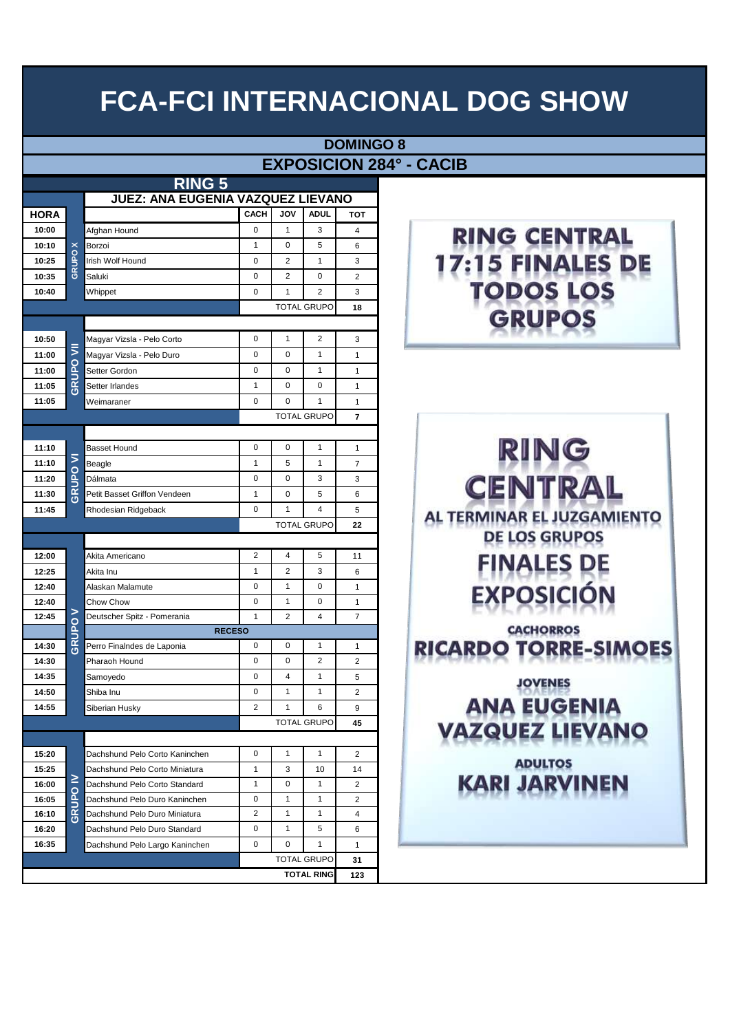# FCA-FCI INTERNACIONAL DOG SHOW

## DOMINGO 8

## EXPOSICION 284° - CACIB

### RING 5

**JUEZ: ANA EUGENIA VAZQUEZ LIEVANO**

| HORA | | | CACH | JOV | ADUL | TOT |
|---|---|---|---|---|---|---|
| 10:00 | GRUPO X | Afghan Hound | 0 | 1 | 3 | 4 |
| 10:10 | | Borzoi | 1 | 0 | 5 | 6 |
| 10:25 | | Irish Wolf Hound | 0 | 2 | 1 | 3 |
| 10:35 | | Saluki | 0 | 2 | 0 | 2 |
| 10:40 | | Whippet | 0 | 1 | 2 | 3 |
| | | | TOTAL GRUPO | | | 18 |
| 10:50 | GRUPO VII | Magyar Vizsla - Pelo Corto | 0 | 1 | 2 | 3 |
| 11:00 | | Magyar Vizsla - Pelo Duro | 0 | 0 | 1 | 1 |
| 11:00 | | Setter Gordon | 0 | 0 | 1 | 1 |
| 11:05 | | Setter Irlandes | 1 | 0 | 0 | 1 |
| 11:05 | | Weimaraner | 0 | 0 | 1 | 1 |
| | | | TOTAL GRUPO | | | 7 |
| 11:10 | GRUPO VI | Basset Hound | 0 | 0 | 1 | 1 |
| 11:10 | | Beagle | 1 | 5 | 1 | 7 |
| 11:20 | | Dálmata | 0 | 0 | 3 | 3 |
| 11:30 | | Petit Basset Griffon Vendeen | 1 | 0 | 5 | 6 |
| 11:45 | | Rhodesian Ridgeback | 0 | 1 | 4 | 5 |
| | | | TOTAL GRUPO | | | 22 |
| 12:00 | GRUPO V | Akita Americano | 2 | 4 | 5 | 11 |
| 12:25 | | Akita Inu | 1 | 2 | 3 | 6 |
| 12:40 | | Alaskan Malamute | 0 | 1 | 0 | 1 |
| 12:40 | | Chow Chow | 0 | 1 | 0 | 1 |
| 12:45 | | Deutscher Spitz - Pomerania | 1 | 2 | 4 | 7 |
| | | RECESO | | | | |
| 14:30 | | Perro Finalndes de Laponia | 0 | 0 | 1 | 1 |
| 14:30 | | Pharaoh Hound | 0 | 0 | 2 | 2 |
| 14:35 | | Samoyedo | 0 | 4 | 1 | 5 |
| 14:50 | | Shiba Inu | 0 | 1 | 1 | 2 |
| 14:55 | | Siberian Husky | 2 | 1 | 6 | 9 |
| | | | TOTAL GRUPO | | | 45 |
| 15:20 | GRUPO IV | Dachshund Pelo Corto Kaninchen | 0 | 1 | 1 | 2 |
| 15:25 | | Dachshund Pelo Corto Miniatura | 1 | 3 | 10 | 14 |
| 16:00 | | Dachshund Pelo Corto Standard | 1 | 0 | 1 | 2 |
| 16:05 | | Dachshund Pelo Duro Kaninchen | 0 | 1 | 1 | 2 |
| 16:10 | | Dachshund Pelo Duro Miniatura | 2 | 1 | 1 | 4 |
| 16:20 | | Dachshund Pelo Duro Standard | 0 | 1 | 5 | 6 |
| 16:35 | | Dachshund Pelo Largo Kaninchen | 0 | 0 | 1 | 1 |
| | | | TOTAL GRUPO | | | 31 |
| | | | TOTAL RING | | | 123 |

**RING CENTRAL 17:15 FINALES DE TODOS LOS GRUPOS**

**RING CENTRAL**

**AL TERMINAR EL JUZGAMIENTO DE LOS GRUPOS**

**FINALES DE EXPOSICIÓN**

**CACHORROS**
**RICARDO TORRE-SIMOES**

**JOVENES**
**ANA EUGENIA VAZQUEZ LIEVANO**

**ADULTOS**
**KARI JARVINEN**